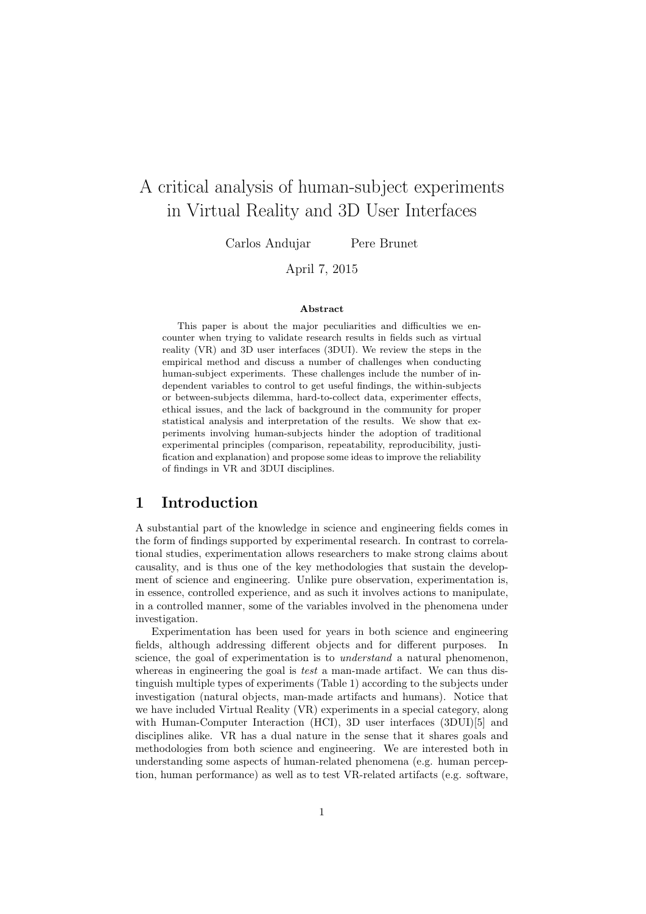# A critical analysis of human-subject experiments in Virtual Reality and 3D User Interfaces

Carlos Andujar Pere Brunet

April 7, 2015

### Abstract

This paper is about the major peculiarities and difficulties we encounter when trying to validate research results in fields such as virtual reality (VR) and 3D user interfaces (3DUI). We review the steps in the empirical method and discuss a number of challenges when conducting human-subject experiments. These challenges include the number of independent variables to control to get useful findings, the within-subjects or between-subjects dilemma, hard-to-collect data, experimenter effects, ethical issues, and the lack of background in the community for proper statistical analysis and interpretation of the results. We show that experiments involving human-subjects hinder the adoption of traditional experimental principles (comparison, repeatability, reproducibility, justification and explanation) and propose some ideas to improve the reliability of findings in VR and 3DUI disciplines.

## 1 Introduction

A substantial part of the knowledge in science and engineering fields comes in the form of findings supported by experimental research. In contrast to correlational studies, experimentation allows researchers to make strong claims about causality, and is thus one of the key methodologies that sustain the development of science and engineering. Unlike pure observation, experimentation is, in essence, controlled experience, and as such it involves actions to manipulate, in a controlled manner, some of the variables involved in the phenomena under investigation.

Experimentation has been used for years in both science and engineering fields, although addressing different objects and for different purposes. In science, the goal of experimentation is to *understand* a natural phenomenon, whereas in engineering the goal is *test* a man-made artifact. We can thus distinguish multiple types of experiments (Table 1) according to the subjects under investigation (natural objects, man-made artifacts and humans). Notice that we have included Virtual Reality (VR) experiments in a special category, along with Human-Computer Interaction (HCI), 3D user interfaces (3DUI)[5] and disciplines alike. VR has a dual nature in the sense that it shares goals and methodologies from both science and engineering. We are interested both in understanding some aspects of human-related phenomena (e.g. human perception, human performance) as well as to test VR-related artifacts (e.g. software,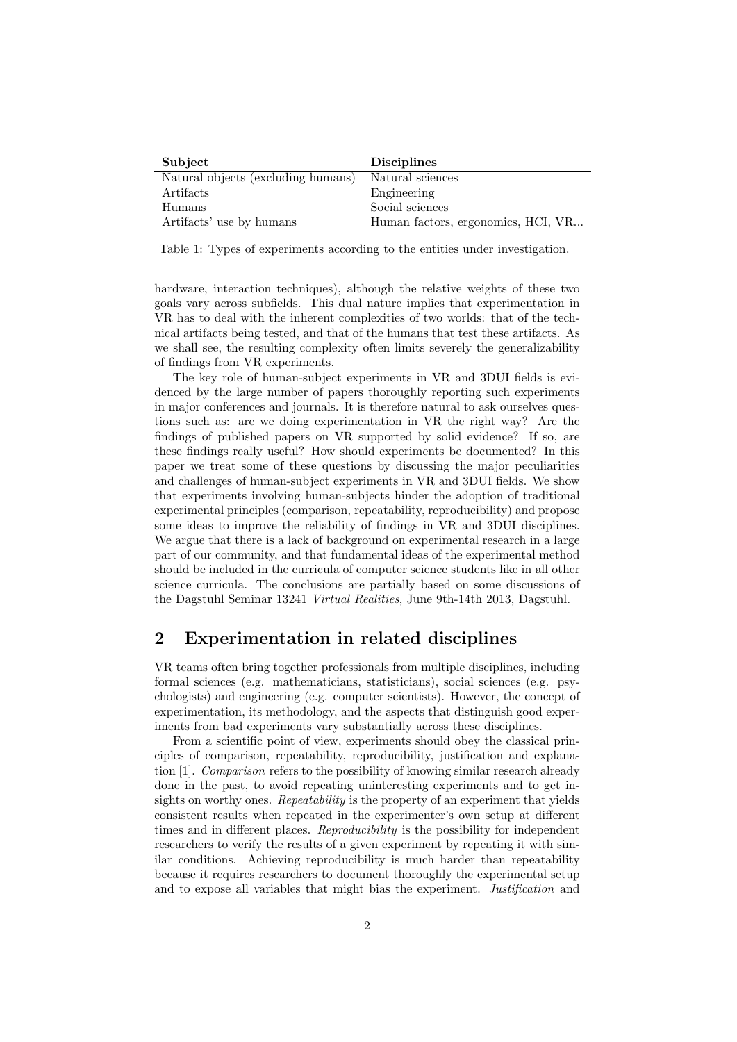| Subject | Disciplines |
|---|---|
| Natural objects (excluding humans) | Natural sciences |
| Artifacts | Engineering |
| Humans | Social sciences |
| Artifacts' use by humans | Human factors, ergonomics, HCI, VR... |

Table 1: Types of experiments according to the entities under investigation.

hardware, interaction techniques), although the relative weights of these two goals vary across subfields. This dual nature implies that experimentation in VR has to deal with the inherent complexities of two worlds: that of the technical artifacts being tested, and that of the humans that test these artifacts. As we shall see, the resulting complexity often limits severely the generalizability of findings from VR experiments.

The key role of human-subject experiments in VR and 3DUI fields is evidenced by the large number of papers thoroughly reporting such experiments in major conferences and journals. It is therefore natural to ask ourselves questions such as: are we doing experimentation in VR the right way? Are the findings of published papers on VR supported by solid evidence? If so, are these findings really useful? How should experiments be documented? In this paper we treat some of these questions by discussing the major peculiarities and challenges of human-subject experiments in VR and 3DUI fields. We show that experiments involving human-subjects hinder the adoption of traditional experimental principles (comparison, repeatability, reproducibility) and propose some ideas to improve the reliability of findings in VR and 3DUI disciplines. We argue that there is a lack of background on experimental research in a large part of our community, and that fundamental ideas of the experimental method should be included in the curricula of computer science students like in all other science curricula. The conclusions are partially based on some discussions of the Dagstuhl Seminar 13241 *Virtual Realities*, June 9th-14th 2013, Dagstuhl.

## 2 Experimentation in related disciplines

VR teams often bring together professionals from multiple disciplines, including formal sciences (e.g. mathematicians, statisticians), social sciences (e.g. psychologists) and engineering (e.g. computer scientists). However, the concept of experimentation, its methodology, and the aspects that distinguish good experiments from bad experiments vary substantially across these disciplines.

From a scientific point of view, experiments should obey the classical principles of comparison, repeatability, reproducibility, justification and explanation [1]. *Comparison* refers to the possibility of knowing similar research already done in the past, to avoid repeating uninteresting experiments and to get insights on worthy ones. *Repeatability* is the property of an experiment that yields consistent results when repeated in the experimenter's own setup at different times and in different places. *Reproducibility* is the possibility for independent researchers to verify the results of a given experiment by repeating it with similar conditions. Achieving reproducibility is much harder than repeatability because it requires researchers to document thoroughly the experimental setup and to expose all variables that might bias the experiment. *Justification* and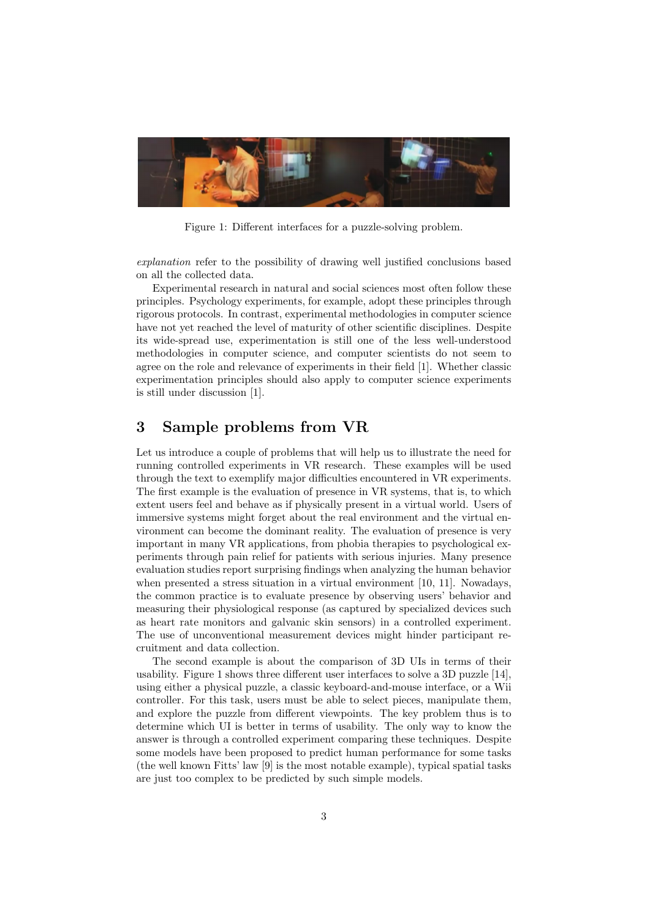Figure 1: Different interfaces for a puzzle-solving problem.

*explanation* refer to the possibility of drawing well justified conclusions based on all the collected data.

Experimental research in natural and social sciences most often follow these principles. Psychology experiments, for example, adopt these principles through rigorous protocols. In contrast, experimental methodologies in computer science have not yet reached the level of maturity of other scientific disciplines. Despite its wide-spread use, experimentation is still one of the less well-understood methodologies in computer science, and computer scientists do not seem to agree on the role and relevance of experiments in their field [1]. Whether classic experimentation principles should also apply to computer science experiments is still under discussion [1].

## 3 Sample problems from VR

Let us introduce a couple of problems that will help us to illustrate the need for running controlled experiments in VR research. These examples will be used through the text to exemplify major difficulties encountered in VR experiments. The first example is the evaluation of presence in VR systems, that is, to which extent users feel and behave as if physically present in a virtual world. Users of immersive systems might forget about the real environment and the virtual environment can become the dominant reality. The evaluation of presence is very important in many VR applications, from phobia therapies to psychological experiments through pain relief for patients with serious injuries. Many presence evaluation studies report surprising findings when analyzing the human behavior when presented a stress situation in a virtual environment [10, 11]. Nowadays, the common practice is to evaluate presence by observing users' behavior and measuring their physiological response (as captured by specialized devices such as heart rate monitors and galvanic skin sensors) in a controlled experiment. The use of unconventional measurement devices might hinder participant recruitment and data collection.

The second example is about the comparison of 3D UIs in terms of their usability. Figure 1 shows three different user interfaces to solve a 3D puzzle [14], using either a physical puzzle, a classic keyboard-and-mouse interface, or a Wii controller. For this task, users must be able to select pieces, manipulate them, and explore the puzzle from different viewpoints. The key problem thus is to determine which UI is better in terms of usability. The only way to know the answer is through a controlled experiment comparing these techniques. Despite some models have been proposed to predict human performance for some tasks (the well known Fitts' law [9] is the most notable example), typical spatial tasks are just too complex to be predicted by such simple models.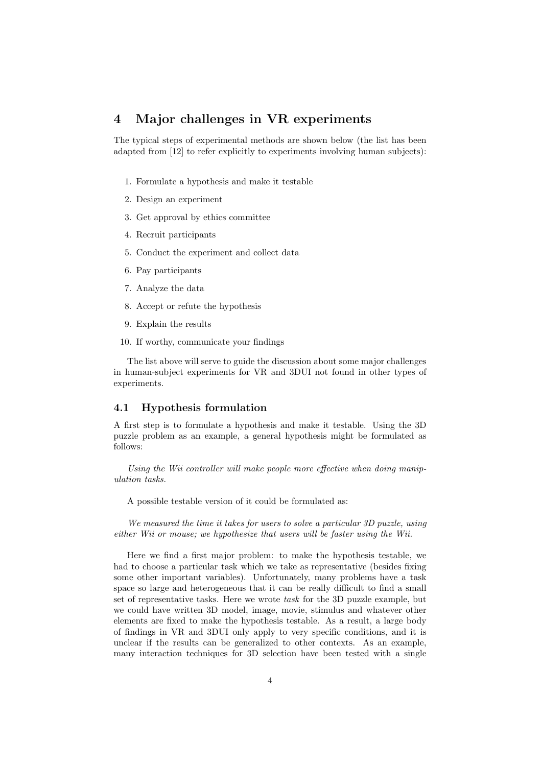## 4 Major challenges in VR experiments

The typical steps of experimental methods are shown below (the list has been adapted from [12] to refer explicitly to experiments involving human subjects):

1. Formulate a hypothesis and make it testable
2. Design an experiment
3. Get approval by ethics committee
4. Recruit participants
5. Conduct the experiment and collect data
6. Pay participants
7. Analyze the data
8. Accept or refute the hypothesis
9. Explain the results
10. If worthy, communicate your findings

The list above will serve to guide the discussion about some major challenges in human-subject experiments for VR and 3DUI not found in other types of experiments.

### 4.1 Hypothesis formulation

A first step is to formulate a hypothesis and make it testable. Using the 3D puzzle problem as an example, a general hypothesis might be formulated as follows:

*Using the Wii controller will make people more effective when doing manipulation tasks.*

A possible testable version of it could be formulated as:

*We measured the time it takes for users to solve a particular 3D puzzle, using either Wii or mouse; we hypothesize that users will be faster using the Wii.*

Here we find a first major problem: to make the hypothesis testable, we had to choose a particular task which we take as representative (besides fixing some other important variables). Unfortunately, many problems have a task space so large and heterogeneous that it can be really difficult to find a small set of representative tasks. Here we wrote *task* for the 3D puzzle example, but we could have written 3D model, image, movie, stimulus and whatever other elements are fixed to make the hypothesis testable. As a result, a large body of findings in VR and 3DUI only apply to very specific conditions, and it is unclear if the results can be generalized to other contexts. As an example, many interaction techniques for 3D selection have been tested with a single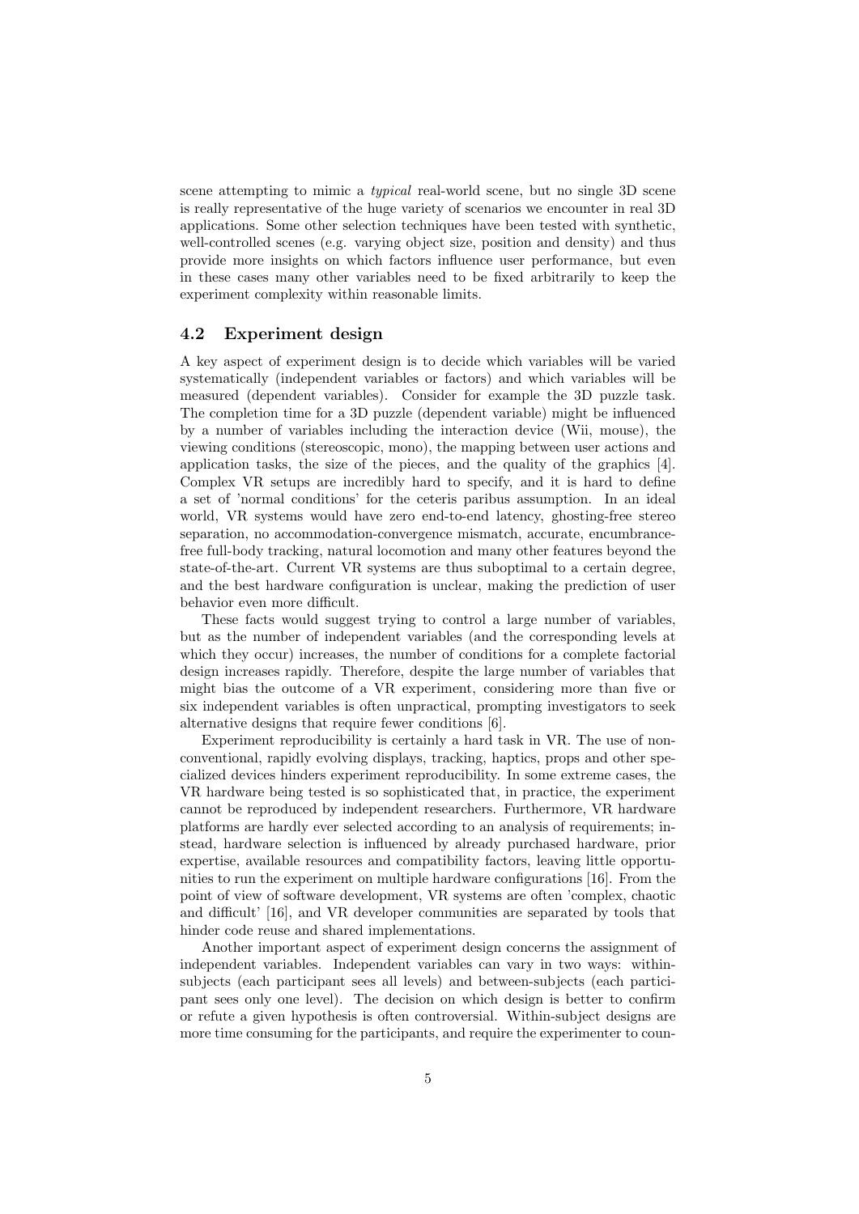scene attempting to mimic a *typical* real-world scene, but no single 3D scene is really representative of the huge variety of scenarios we encounter in real 3D applications. Some other selection techniques have been tested with synthetic, well-controlled scenes (e.g. varying object size, position and density) and thus provide more insights on which factors influence user performance, but even in these cases many other variables need to be fixed arbitrarily to keep the experiment complexity within reasonable limits.

## 4.2 Experiment design

A key aspect of experiment design is to decide which variables will be varied systematically (independent variables or factors) and which variables will be measured (dependent variables). Consider for example the 3D puzzle task. The completion time for a 3D puzzle (dependent variable) might be influenced by a number of variables including the interaction device (Wii, mouse), the viewing conditions (stereoscopic, mono), the mapping between user actions and application tasks, the size of the pieces, and the quality of the graphics [4]. Complex VR setups are incredibly hard to specify, and it is hard to define a set of 'normal conditions' for the ceteris paribus assumption. In an ideal world, VR systems would have zero end-to-end latency, ghosting-free stereo separation, no accommodation-convergence mismatch, accurate, encumbrance-free full-body tracking, natural locomotion and many other features beyond the state-of-the-art. Current VR systems are thus suboptimal to a certain degree, and the best hardware configuration is unclear, making the prediction of user behavior even more difficult.

These facts would suggest trying to control a large number of variables, but as the number of independent variables (and the corresponding levels at which they occur) increases, the number of conditions for a complete factorial design increases rapidly. Therefore, despite the large number of variables that might bias the outcome of a VR experiment, considering more than five or six independent variables is often unpractical, prompting investigators to seek alternative designs that require fewer conditions [6].

Experiment reproducibility is certainly a hard task in VR. The use of non-conventional, rapidly evolving displays, tracking, haptics, props and other specialized devices hinders experiment reproducibility. In some extreme cases, the VR hardware being tested is so sophisticated that, in practice, the experiment cannot be reproduced by independent researchers. Furthermore, VR hardware platforms are hardly ever selected according to an analysis of requirements; instead, hardware selection is influenced by already purchased hardware, prior expertise, available resources and compatibility factors, leaving little opportunities to run the experiment on multiple hardware configurations [16]. From the point of view of software development, VR systems are often 'complex, chaotic and difficult' [16], and VR developer communities are separated by tools that hinder code reuse and shared implementations.

Another important aspect of experiment design concerns the assignment of independent variables. Independent variables can vary in two ways: within-subjects (each participant sees all levels) and between-subjects (each participant sees only one level). The decision on which design is better to confirm or refute a given hypothesis is often controversial. Within-subject designs are more time consuming for the participants, and require the experimenter to coun-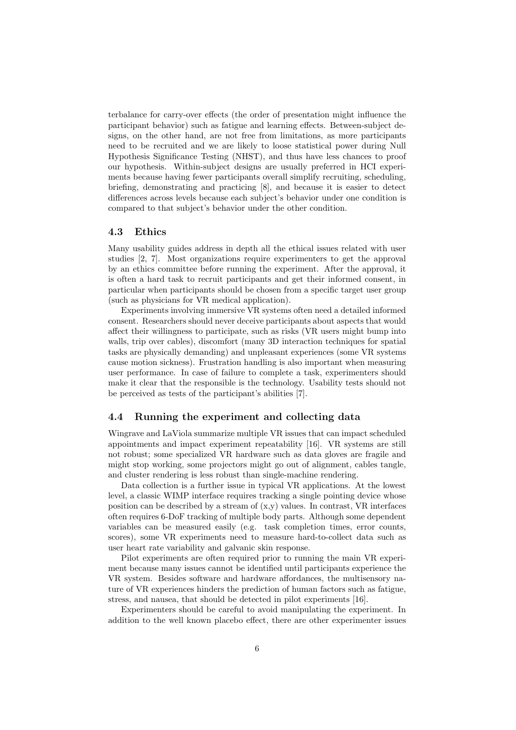terbalance for carry-over effects (the order of presentation might influence the participant behavior) such as fatigue and learning effects. Between-subject designs, on the other hand, are not free from limitations, as more participants need to be recruited and we are likely to loose statistical power during Null Hypothesis Significance Testing (NHST), and thus have less chances to proof our hypothesis. Within-subject designs are usually preferred in HCI experiments because having fewer participants overall simplify recruiting, scheduling, briefing, demonstrating and practicing [8], and because it is easier to detect differences across levels because each subject's behavior under one condition is compared to that subject's behavior under the other condition.

### 4.3 Ethics

Many usability guides address in depth all the ethical issues related with user studies [2, 7]. Most organizations require experimenters to get the approval by an ethics committee before running the experiment. After the approval, it is often a hard task to recruit participants and get their informed consent, in particular when participants should be chosen from a specific target user group (such as physicians for VR medical application).

Experiments involving immersive VR systems often need a detailed informed consent. Researchers should never deceive participants about aspects that would affect their willingness to participate, such as risks (VR users might bump into walls, trip over cables), discomfort (many 3D interaction techniques for spatial tasks are physically demanding) and unpleasant experiences (some VR systems cause motion sickness). Frustration handling is also important when measuring user performance. In case of failure to complete a task, experimenters should make it clear that the responsible is the technology. Usability tests should not be perceived as tests of the participant's abilities [7].

### 4.4 Running the experiment and collecting data

Wingrave and LaViola summarize multiple VR issues that can impact scheduled appointments and impact experiment repeatability [16]. VR systems are still not robust; some specialized VR hardware such as data gloves are fragile and might stop working, some projectors might go out of alignment, cables tangle, and cluster rendering is less robust than single-machine rendering.

Data collection is a further issue in typical VR applications. At the lowest level, a classic WIMP interface requires tracking a single pointing device whose position can be described by a stream of (x,y) values. In contrast, VR interfaces often requires 6-DoF tracking of multiple body parts. Although some dependent variables can be measured easily (e.g. task completion times, error counts, scores), some VR experiments need to measure hard-to-collect data such as user heart rate variability and galvanic skin response.

Pilot experiments are often required prior to running the main VR experiment because many issues cannot be identified until participants experience the VR system. Besides software and hardware affordances, the multisensory nature of VR experiences hinders the prediction of human factors such as fatigue, stress, and nausea, that should be detected in pilot experiments [16].

Experimenters should be careful to avoid manipulating the experiment. In addition to the well known placebo effect, there are other experimenter issues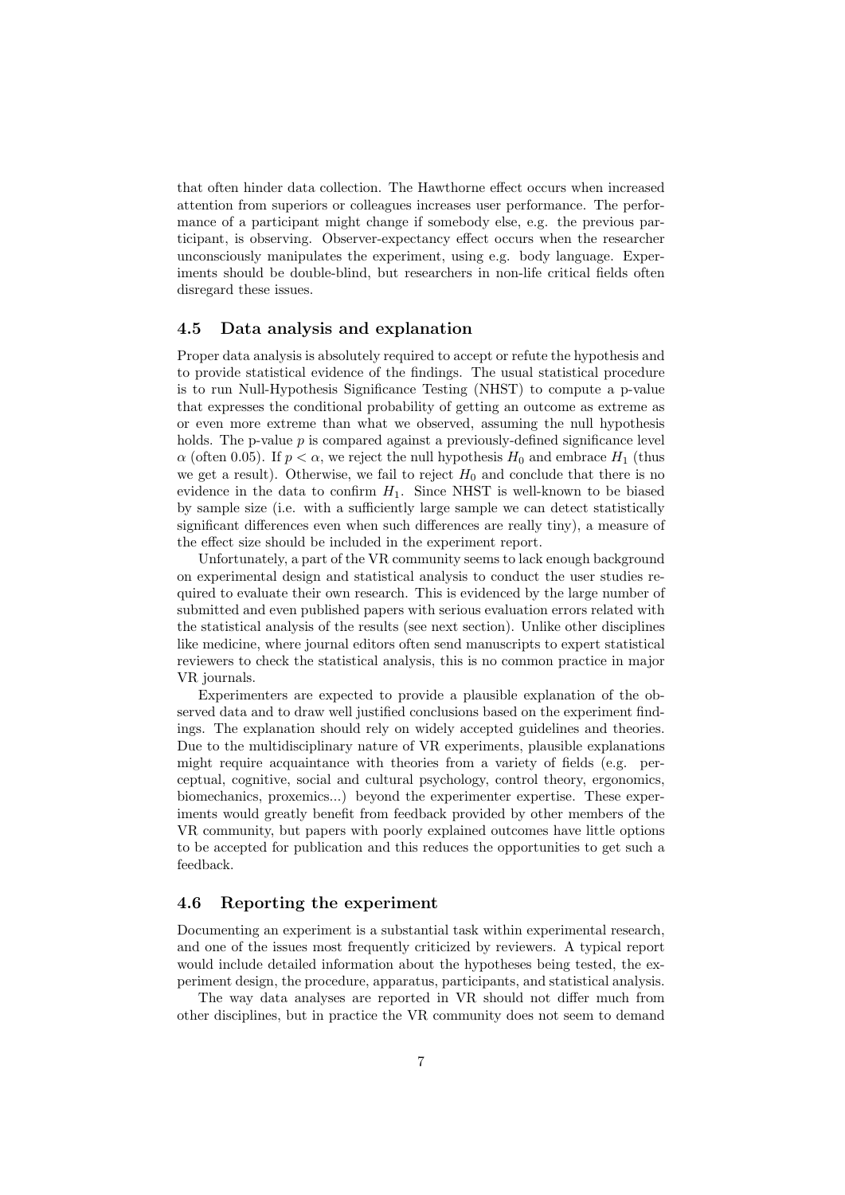that often hinder data collection. The Hawthorne effect occurs when increased attention from superiors or colleagues increases user performance. The performance of a participant might change if somebody else, e.g. the previous participant, is observing. Observer-expectancy effect occurs when the researcher unconsciously manipulates the experiment, using e.g. body language. Experiments should be double-blind, but researchers in non-life critical fields often disregard these issues.

### 4.5 Data analysis and explanation

Proper data analysis is absolutely required to accept or refute the hypothesis and to provide statistical evidence of the findings. The usual statistical procedure is to run Null-Hypothesis Significance Testing (NHST) to compute a p-value that expresses the conditional probability of getting an outcome as extreme as or even more extreme than what we observed, assuming the null hypothesis holds. The p-value $p$ is compared against a previously-defined significance level $\alpha$ (often 0.05). If $p < \alpha$, we reject the null hypothesis $H_0$ and embrace $H_1$ (thus we get a result). Otherwise, we fail to reject $H_0$ and conclude that there is no evidence in the data to confirm $H_1$. Since NHST is well-known to be biased by sample size (i.e. with a sufficiently large sample we can detect statistically significant differences even when such differences are really tiny), a measure of the effect size should be included in the experiment report.

Unfortunately, a part of the VR community seems to lack enough background on experimental design and statistical analysis to conduct the user studies required to evaluate their own research. This is evidenced by the large number of submitted and even published papers with serious evaluation errors related with the statistical analysis of the results (see next section). Unlike other disciplines like medicine, where journal editors often send manuscripts to expert statistical reviewers to check the statistical analysis, this is no common practice in major VR journals.

Experimenters are expected to provide a plausible explanation of the observed data and to draw well justified conclusions based on the experiment findings. The explanation should rely on widely accepted guidelines and theories. Due to the multidisciplinary nature of VR experiments, plausible explanations might require acquaintance with theories from a variety of fields (e.g. perceptual, cognitive, social and cultural psychology, control theory, ergonomics, biomechanics, proxemics...) beyond the experimenter expertise. These experiments would greatly benefit from feedback provided by other members of the VR community, but papers with poorly explained outcomes have little options to be accepted for publication and this reduces the opportunities to get such a feedback.

### 4.6 Reporting the experiment

Documenting an experiment is a substantial task within experimental research, and one of the issues most frequently criticized by reviewers. A typical report would include detailed information about the hypotheses being tested, the experiment design, the procedure, apparatus, participants, and statistical analysis.

The way data analyses are reported in VR should not differ much from other disciplines, but in practice the VR community does not seem to demand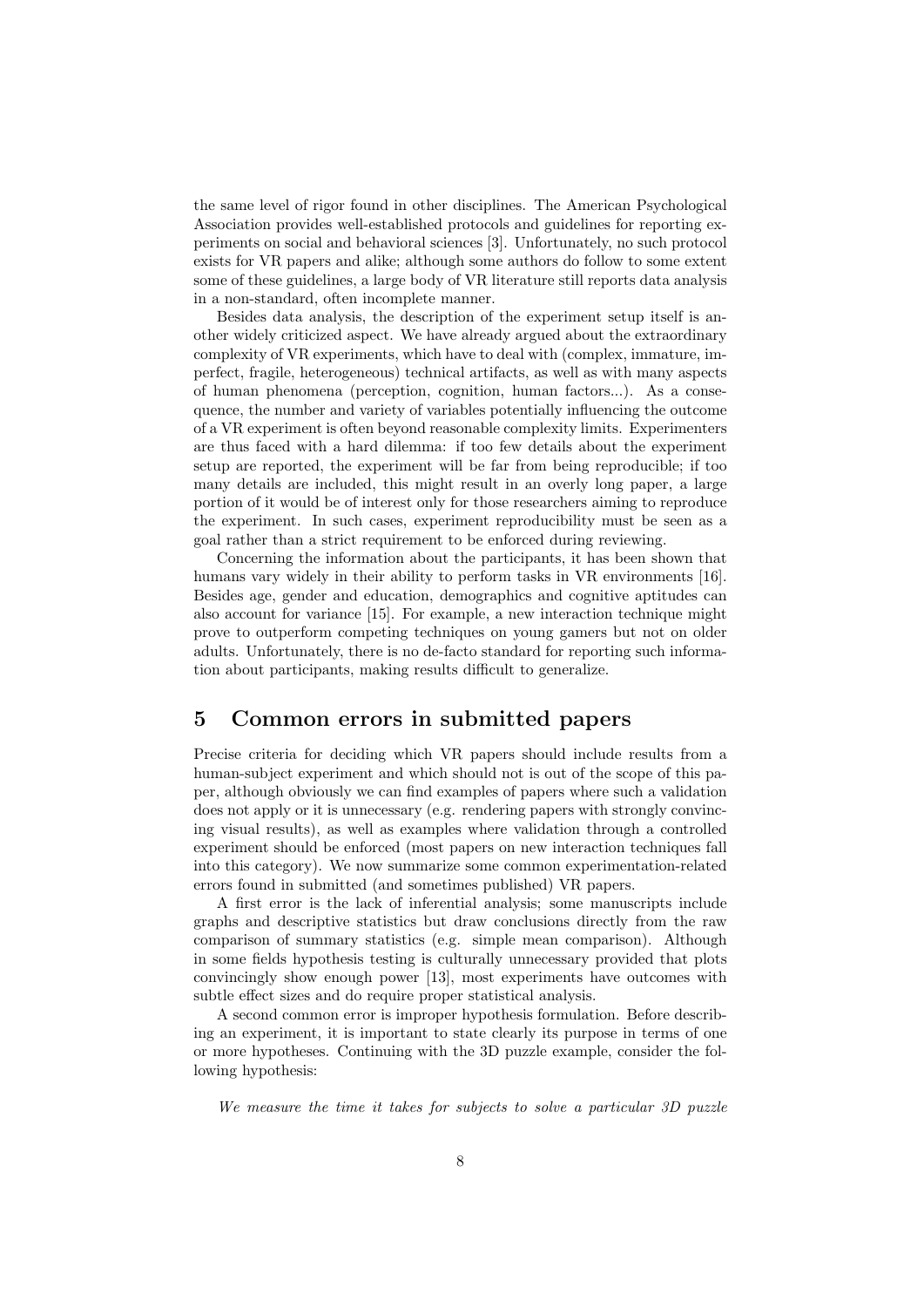the same level of rigor found in other disciplines. The American Psychological Association provides well-established protocols and guidelines for reporting experiments on social and behavioral sciences [3]. Unfortunately, no such protocol exists for VR papers and alike; although some authors do follow to some extent some of these guidelines, a large body of VR literature still reports data analysis in a non-standard, often incomplete manner.

Besides data analysis, the description of the experiment setup itself is another widely criticized aspect. We have already argued about the extraordinary complexity of VR experiments, which have to deal with (complex, immature, imperfect, fragile, heterogeneous) technical artifacts, as well as with many aspects of human phenomena (perception, cognition, human factors...). As a consequence, the number and variety of variables potentially influencing the outcome of a VR experiment is often beyond reasonable complexity limits. Experimenters are thus faced with a hard dilemma: if too few details about the experiment setup are reported, the experiment will be far from being reproducible; if too many details are included, this might result in an overly long paper, a large portion of it would be of interest only for those researchers aiming to reproduce the experiment. In such cases, experiment reproducibility must be seen as a goal rather than a strict requirement to be enforced during reviewing.

Concerning the information about the participants, it has been shown that humans vary widely in their ability to perform tasks in VR environments [16]. Besides age, gender and education, demographics and cognitive aptitudes can also account for variance [15]. For example, a new interaction technique might prove to outperform competing techniques on young gamers but not on older adults. Unfortunately, there is no de-facto standard for reporting such information about participants, making results difficult to generalize.

## 5 Common errors in submitted papers

Precise criteria for deciding which VR papers should include results from a human-subject experiment and which should not is out of the scope of this paper, although obviously we can find examples of papers where such a validation does not apply or it is unnecessary (e.g. rendering papers with strongly convincing visual results), as well as examples where validation through a controlled experiment should be enforced (most papers on new interaction techniques fall into this category). We now summarize some common experimentation-related errors found in submitted (and sometimes published) VR papers.

A first error is the lack of inferential analysis; some manuscripts include graphs and descriptive statistics but draw conclusions directly from the raw comparison of summary statistics (e.g. simple mean comparison). Although in some fields hypothesis testing is culturally unnecessary provided that plots convincingly show enough power [13], most experiments have outcomes with subtle effect sizes and do require proper statistical analysis.

A second common error is improper hypothesis formulation. Before describing an experiment, it is important to state clearly its purpose in terms of one or more hypotheses. Continuing with the 3D puzzle example, consider the following hypothesis:

*We measure the time it takes for subjects to solve a particular 3D puzzle*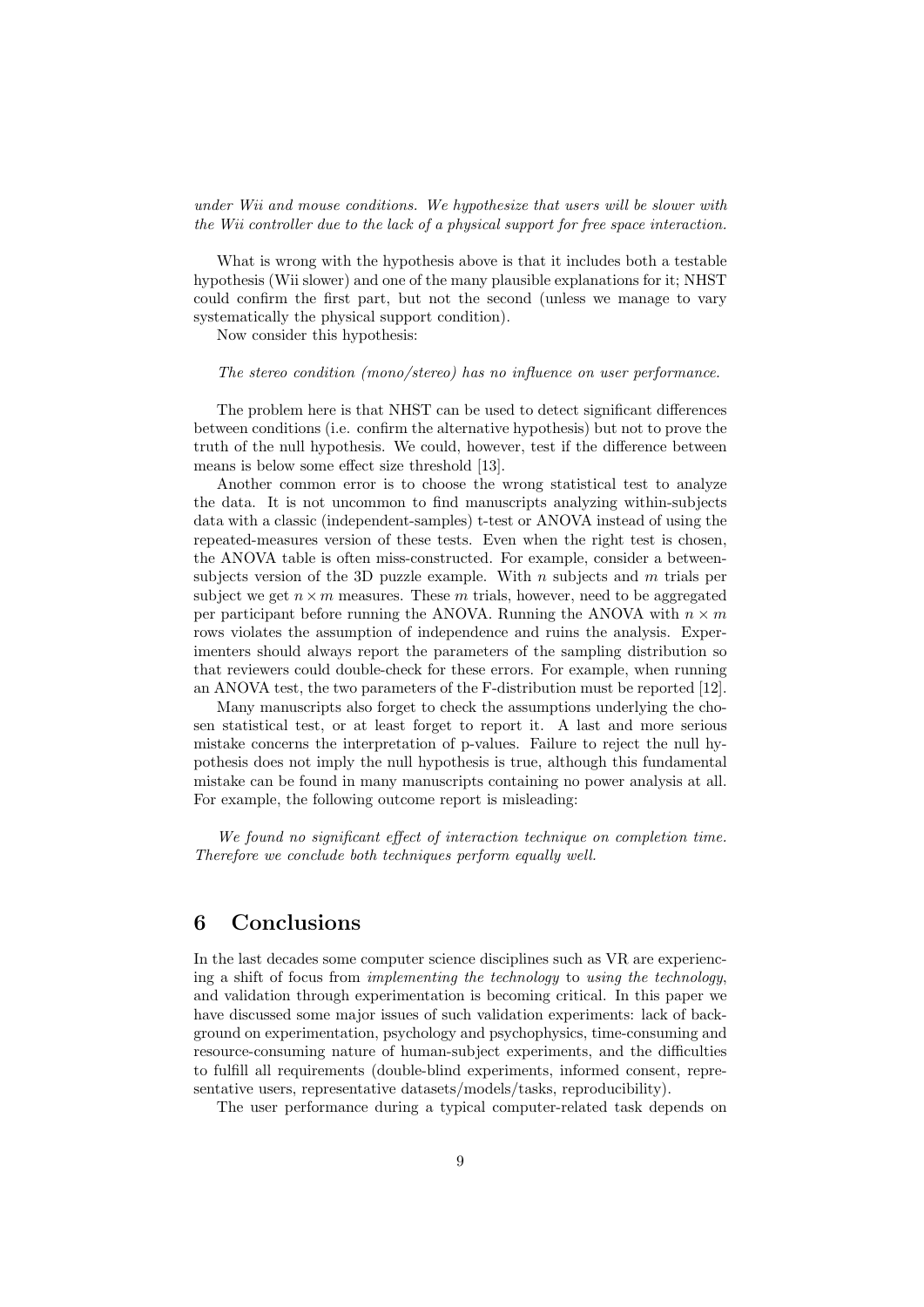*under Wii and mouse conditions. We hypothesize that users will be slower with the Wii controller due to the lack of a physical support for free space interaction.*

What is wrong with the hypothesis above is that it includes both a testable hypothesis (Wii slower) and one of the many plausible explanations for it; NHST could confirm the first part, but not the second (unless we manage to vary systematically the physical support condition).

Now consider this hypothesis:

*The stereo condition (mono/stereo) has no influence on user performance.*

The problem here is that NHST can be used to detect significant differences between conditions (i.e. confirm the alternative hypothesis) but not to prove the truth of the null hypothesis. We could, however, test if the difference between means is below some effect size threshold [13].

Another common error is to choose the wrong statistical test to analyze the data. It is not uncommon to find manuscripts analyzing within-subjects data with a classic (independent-samples) t-test or ANOVA instead of using the repeated-measures version of these tests. Even when the right test is chosen, the ANOVA table is often miss-constructed. For example, consider a between-subjects version of the 3D puzzle example. With $n$ subjects and $m$ trials per subject we get $n \times m$ measures. These $m$ trials, however, need to be aggregated per participant before running the ANOVA. Running the ANOVA with $n \times m$ rows violates the assumption of independence and ruins the analysis. Experimenters should always report the parameters of the sampling distribution so that reviewers could double-check for these errors. For example, when running an ANOVA test, the two parameters of the F-distribution must be reported [12].

Many manuscripts also forget to check the assumptions underlying the chosen statistical test, or at least forget to report it. A last and more serious mistake concerns the interpretation of p-values. Failure to reject the null hypothesis does not imply the null hypothesis is true, although this fundamental mistake can be found in many manuscripts containing no power analysis at all. For example, the following outcome report is misleading:

*We found no significant effect of interaction technique on completion time. Therefore we conclude both techniques perform equally well.*

## 6 Conclusions

In the last decades some computer science disciplines such as VR are experiencing a shift of focus from *implementing the technology* to *using the technology*, and validation through experimentation is becoming critical. In this paper we have discussed some major issues of such validation experiments: lack of background on experimentation, psychology and psychophysics, time-consuming and resource-consuming nature of human-subject experiments, and the difficulties to fulfill all requirements (double-blind experiments, informed consent, representative users, representative datasets/models/tasks, reproducibility).

The user performance during a typical computer-related task depends on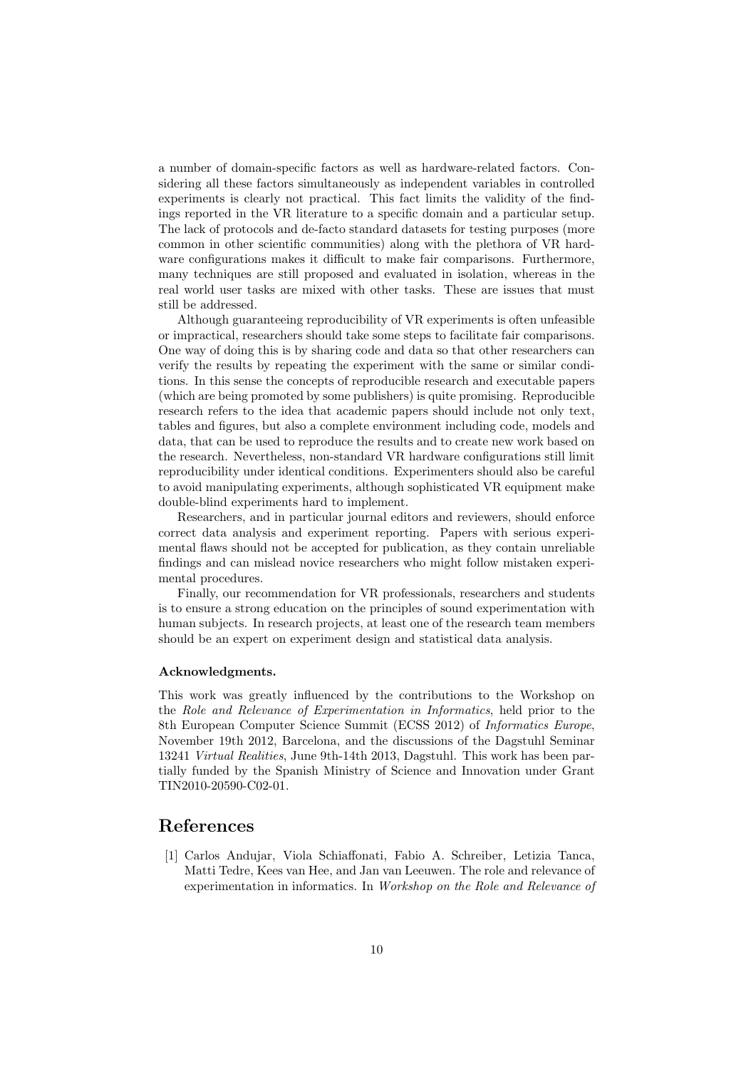a number of domain-specific factors as well as hardware-related factors. Considering all these factors simultaneously as independent variables in controlled experiments is clearly not practical. This fact limits the validity of the findings reported in the VR literature to a specific domain and a particular setup. The lack of protocols and de-facto standard datasets for testing purposes (more common in other scientific communities) along with the plethora of VR hardware configurations makes it difficult to make fair comparisons. Furthermore, many techniques are still proposed and evaluated in isolation, whereas in the real world user tasks are mixed with other tasks. These are issues that must still be addressed.

Although guaranteeing reproducibility of VR experiments is often unfeasible or impractical, researchers should take some steps to facilitate fair comparisons. One way of doing this is by sharing code and data so that other researchers can verify the results by repeating the experiment with the same or similar conditions. In this sense the concepts of reproducible research and executable papers (which are being promoted by some publishers) is quite promising. Reproducible research refers to the idea that academic papers should include not only text, tables and figures, but also a complete environment including code, models and data, that can be used to reproduce the results and to create new work based on the research. Nevertheless, non-standard VR hardware configurations still limit reproducibility under identical conditions. Experimenters should also be careful to avoid manipulating experiments, although sophisticated VR equipment make double-blind experiments hard to implement.

Researchers, and in particular journal editors and reviewers, should enforce correct data analysis and experiment reporting. Papers with serious experimental flaws should not be accepted for publication, as they contain unreliable findings and can mislead novice researchers who might follow mistaken experimental procedures.

Finally, our recommendation for VR professionals, researchers and students is to ensure a strong education on the principles of sound experimentation with human subjects. In research projects, at least one of the research team members should be an expert on experiment design and statistical data analysis.

#### Acknowledgments.

This work was greatly influenced by the contributions to the Workshop on the *Role and Relevance of Experimentation in Informatics*, held prior to the 8th European Computer Science Summit (ECSS 2012) of *Informatics Europe*, November 19th 2012, Barcelona, and the discussions of the Dagstuhl Seminar 13241 *Virtual Realities*, June 9th-14th 2013, Dagstuhl. This work has been partially funded by the Spanish Ministry of Science and Innovation under Grant TIN2010-20590-C02-01.

## References

[1] Carlos Andujar, Viola Schiaffonati, Fabio A. Schreiber, Letizia Tanca, Matti Tedre, Kees van Hee, and Jan van Leeuwen. The role and relevance of experimentation in informatics. In *Workshop on the Role and Relevance of*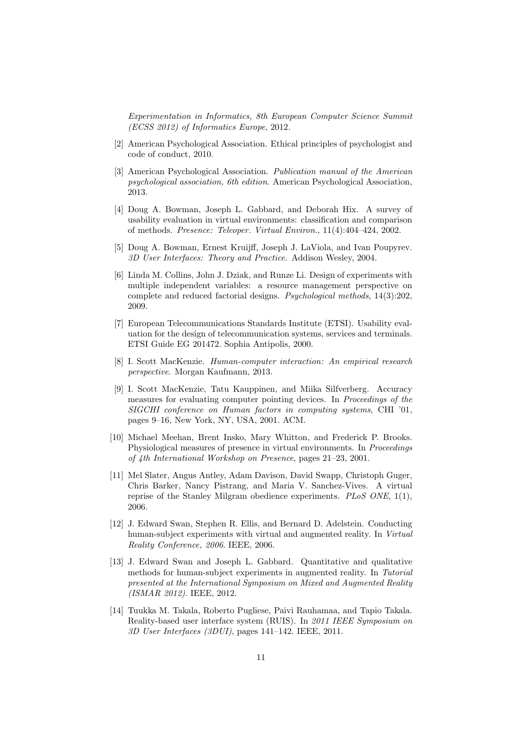*Experimentation in Informatics, 8th European Computer Science Summit (ECSS 2012) of Informatics Europe*, 2012.

[2] American Psychological Association. Ethical principles of psychologist and code of conduct, 2010.

[3] American Psychological Association. *Publication manual of the American psychological association, 6th edition*. American Psychological Association, 2013.

[4] Doug A. Bowman, Joseph L. Gabbard, and Deborah Hix. A survey of usability evaluation in virtual environments: classification and comparison of methods. *Presence: Teleoper. Virtual Environ.*, 11(4):404–424, 2002.

[5] Doug A. Bowman, Ernest Kruijff, Joseph J. LaViola, and Ivan Poupyrev. *3D User Interfaces: Theory and Practice.* Addison Wesley, 2004.

[6] Linda M. Collins, John J. Dziak, and Runze Li. Design of experiments with multiple independent variables: a resource management perspective on complete and reduced factorial designs. *Psychological methods*, 14(3):202, 2009.

[7] European Telecommunications Standards Institute (ETSI). Usability evaluation for the design of telecommunication systems, services and terminals. ETSI Guide EG 201472. Sophia Antipolis, 2000.

[8] I. Scott MacKenzie. *Human-computer interaction: An empirical research perspective*. Morgan Kaufmann, 2013.

[9] I. Scott MacKenzie, Tatu Kauppinen, and Miika Silfverberg. Accuracy measures for evaluating computer pointing devices. In *Proceedings of the SIGCHI conference on Human factors in computing systems*, CHI '01, pages 9–16, New York, NY, USA, 2001. ACM.

[10] Michael Meehan, Brent Insko, Mary Whitton, and Frederick P. Brooks. Physiological measures of presence in virtual environments. In *Proceedings of 4th International Workshop on Presence*, pages 21–23, 2001.

[11] Mel Slater, Angus Antley, Adam Davison, David Swapp, Christoph Guger, Chris Barker, Nancy Pistrang, and Maria V. Sanchez-Vives. A virtual reprise of the Stanley Milgram obedience experiments. *PLoS ONE*, 1(1), 2006.

[12] J. Edward Swan, Stephen R. Ellis, and Bernard D. Adelstein. Conducting human-subject experiments with virtual and augmented reality. In *Virtual Reality Conference, 2006*. IEEE, 2006.

[13] J. Edward Swan and Joseph L. Gabbard. Quantitative and qualitative methods for human-subject experiments in augmented reality. In *Tutorial presented at the International Symposium on Mixed and Augmented Reality (ISMAR 2012)*. IEEE, 2012.

[14] Tuukka M. Takala, Roberto Pugliese, Paivi Rauhamaa, and Tapio Takala. Reality-based user interface system (RUIS). In *2011 IEEE Symposium on 3D User Interfaces (3DUI)*, pages 141–142. IEEE, 2011.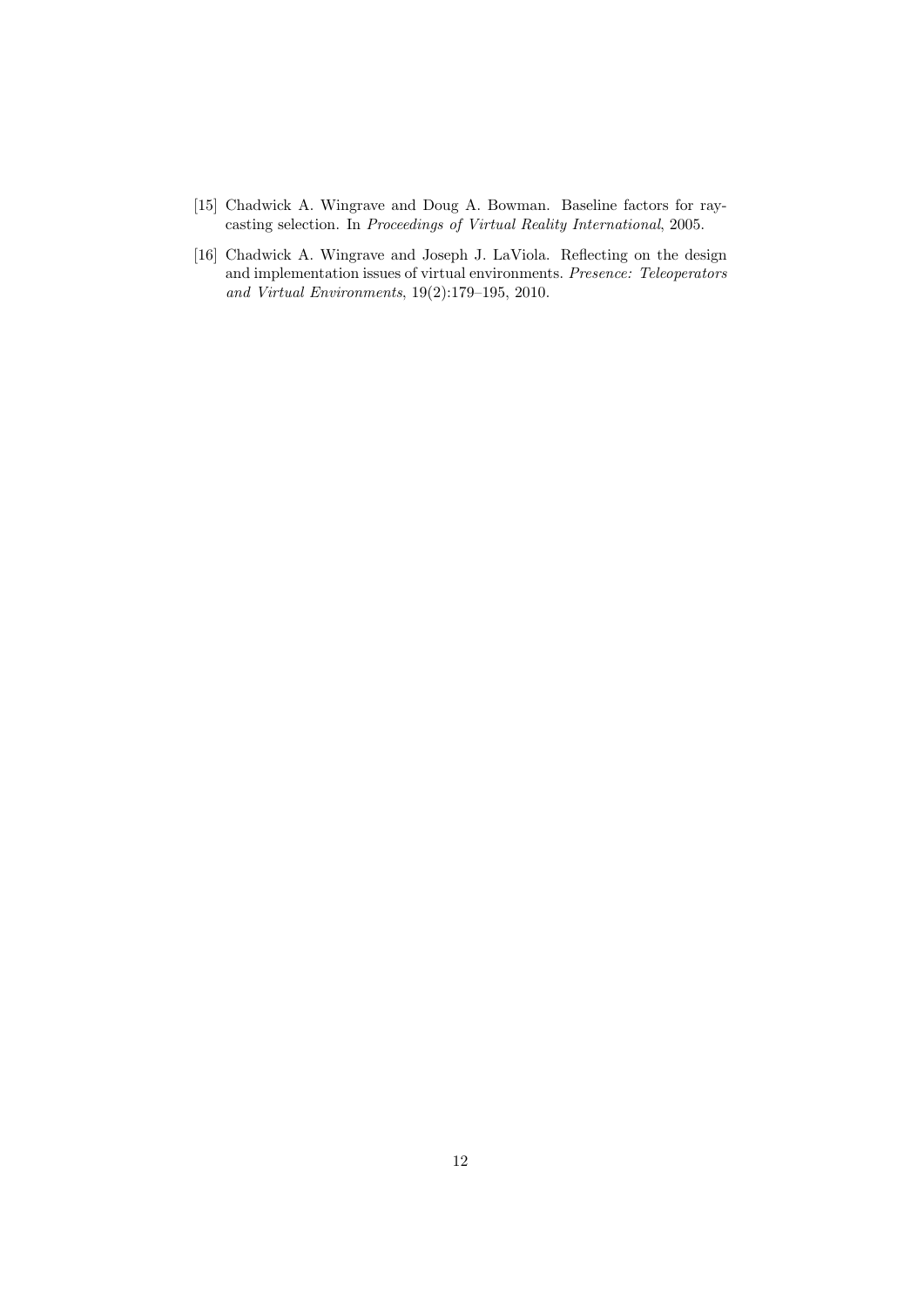[15] Chadwick A. Wingrave and Doug A. Bowman. Baseline factors for raycasting selection. In *Proceedings of Virtual Reality International*, 2005.

[16] Chadwick A. Wingrave and Joseph J. LaViola. Reflecting on the design and implementation issues of virtual environments. *Presence: Teleoperators and Virtual Environments*, 19(2):179–195, 2010.